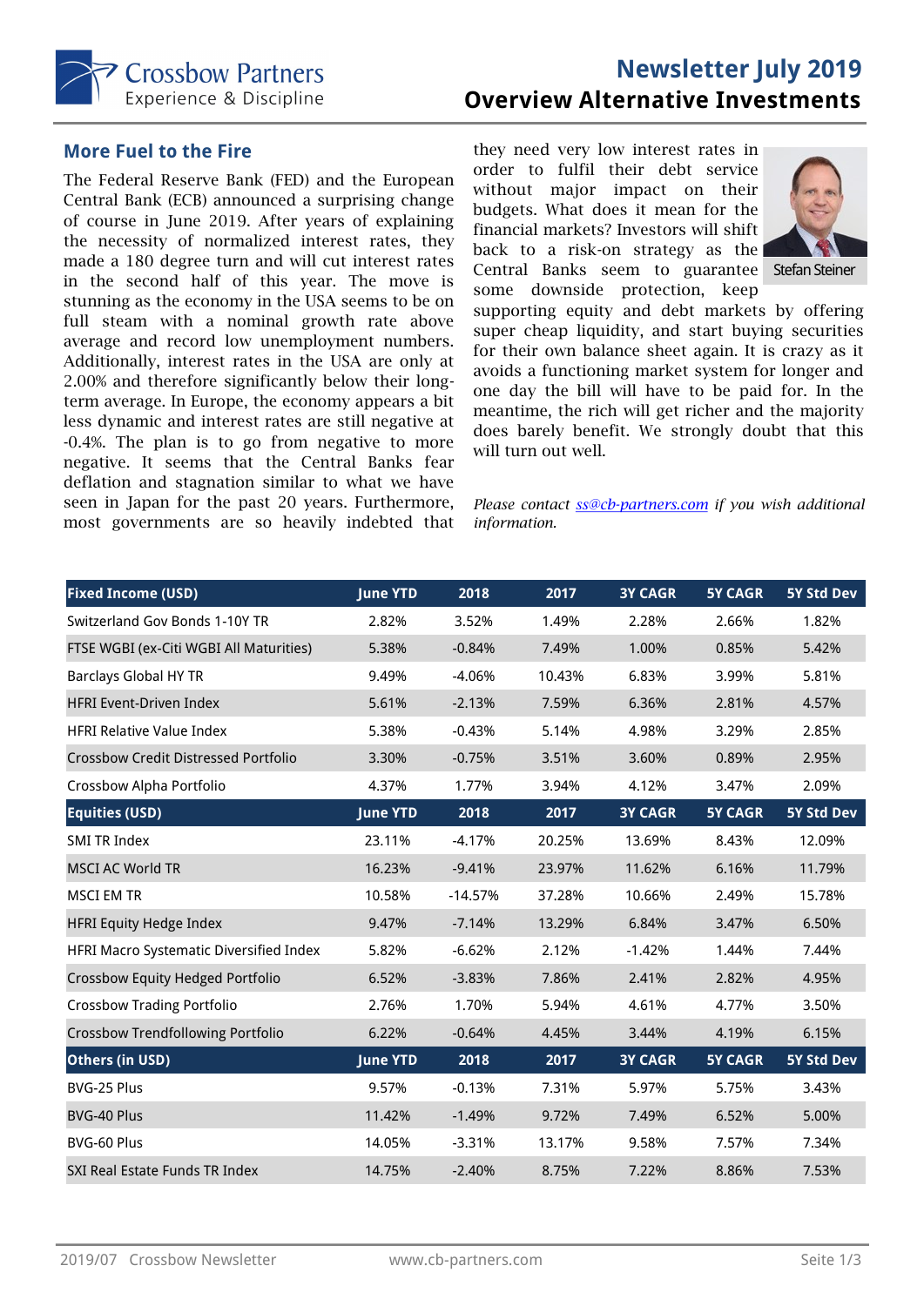Crossbow Partners
Experience & Discipline

# Newsletter July 2019
# Overview Alternative Investments

## More Fuel to the Fire

The Federal Reserve Bank (FED) and the European Central Bank (ECB) announced a surprising change of course in June 2019. After years of explaining the necessity of normalized interest rates, they made a 180 degree turn and will cut interest rates in the second half of this year. The move is stunning as the economy in the USA seems to be on full steam with a nominal growth rate above average and record low unemployment numbers. Additionally, interest rates in the USA are only at 2.00% and therefore significantly below their long-term average. In Europe, the economy appears a bit less dynamic and interest rates are still negative at -0.4%. The plan is to go from negative to more negative. It seems that the Central Banks fear deflation and stagnation similar to what we have seen in Japan for the past 20 years. Furthermore, most governments are so heavily indebted that they need very low interest rates in order to fulfil their debt service without major impact on their budgets. What does it mean for the financial markets? Investors will shift back to a risk-on strategy as the Central Banks seem to guarantee some downside protection, keep supporting equity and debt markets by offering super cheap liquidity, and start buying securities for their own balance sheet again. It is crazy as it avoids a functioning market system for longer and one day the bill will have to be paid for. In the meantime, the rich will get richer and the majority does barely benefit. We strongly doubt that this will turn out well.

Stefan Steiner

*Please contact ss@cb-partners.com if you wish additional information.*

| Fixed Income (USD) | June YTD | 2018 | 2017 | 3Y CAGR | 5Y CAGR | 5Y Std Dev |
|---|---|---|---|---|---|---|
| Switzerland Gov Bonds 1-10Y TR | 2.82% | 3.52% | 1.49% | 2.28% | 2.66% | 1.82% |
| FTSE WGBI (ex-Citi WGBI All Maturities) | 5.38% | -0.84% | 7.49% | 1.00% | 0.85% | 5.42% |
| Barclays Global HY TR | 9.49% | -4.06% | 10.43% | 6.83% | 3.99% | 5.81% |
| HFRI Event-Driven Index | 5.61% | -2.13% | 7.59% | 6.36% | 2.81% | 4.57% |
| HFRI Relative Value Index | 5.38% | -0.43% | 5.14% | 4.98% | 3.29% | 2.85% |
| Crossbow Credit Distressed Portfolio | 3.30% | -0.75% | 3.51% | 3.60% | 0.89% | 2.95% |
| Crossbow Alpha Portfolio | 4.37% | 1.77% | 3.94% | 4.12% | 3.47% | 2.09% |
| **Equities (USD)** | **June YTD** | **2018** | **2017** | **3Y CAGR** | **5Y CAGR** | **5Y Std Dev** |
| SMI TR Index | 23.11% | -4.17% | 20.25% | 13.69% | 8.43% | 12.09% |
| MSCI AC World TR | 16.23% | -9.41% | 23.97% | 11.62% | 6.16% | 11.79% |
| MSCI EM TR | 10.58% | -14.57% | 37.28% | 10.66% | 2.49% | 15.78% |
| HFRI Equity Hedge Index | 9.47% | -7.14% | 13.29% | 6.84% | 3.47% | 6.50% |
| HFRI Macro Systematic Diversified Index | 5.82% | -6.62% | 2.12% | -1.42% | 1.44% | 7.44% |
| Crossbow Equity Hedged Portfolio | 6.52% | -3.83% | 7.86% | 2.41% | 2.82% | 4.95% |
| Crossbow Trading Portfolio | 2.76% | 1.70% | 5.94% | 4.61% | 4.77% | 3.50% |
| Crossbow Trendfollowing Portfolio | 6.22% | -0.64% | 4.45% | 3.44% | 4.19% | 6.15% |
| **Others (in USD)** | **June YTD** | **2018** | **2017** | **3Y CAGR** | **5Y CAGR** | **5Y Std Dev** |
| BVG-25 Plus | 9.57% | -0.13% | 7.31% | 5.97% | 5.75% | 3.43% |
| BVG-40 Plus | 11.42% | -1.49% | 9.72% | 7.49% | 6.52% | 5.00% |
| BVG-60 Plus | 14.05% | -3.31% | 13.17% | 9.58% | 7.57% | 7.34% |
| SXI Real Estate Funds TR Index | 14.75% | -2.40% | 8.75% | 7.22% | 8.86% | 7.53% |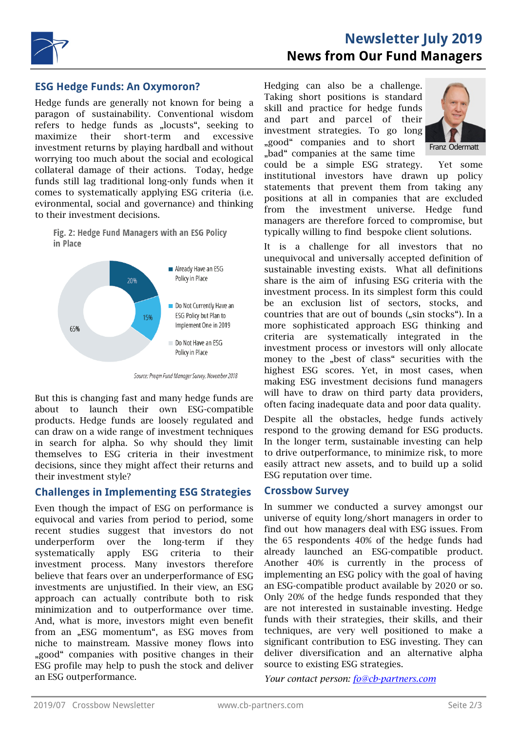# Newsletter July 2019

## News from Our Fund Managers

### ESG Hedge Funds: An Oxymoron?

Hedge funds are generally not known for being a paragon of sustainability. Conventional wisdom refers to hedge funds as „locusts“, seeking to maximize their short-term and excessive investment returns by playing hardball and without worrying too much about the social and ecological collateral damage of their actions. Today, hedge funds still lag traditional long-only funds when it comes to systematically applying ESG criteria (i.e. evironmental, social and governance) and thinking to their investment decisions.

**Fig. 2: Hedge Fund Managers with an ESG Policy in Place**

| Category | Share |
|---|---|
| Already Have an ESG Policy in Place | 20% |
| Do Not Currently Have an ESG Policy but Plan to Implement One in 2019 | 15% |
| Do Not Have an ESG Policy in Place | 65% |

*Source: Preqin Fund Manager Survey, November 2018*

But this is changing fast and many hedge funds are about to launch their own ESG-compatible products. Hedge funds are loosely regulated and can draw on a wide range of investment techniques in search for alpha. So why should they limit themselves to ESG criteria in their investment decisions, since they might affect their returns and their investment style?

### Challenges in Implementing ESG Strategies

Even though the impact of ESG on performance is equivocal and varies from period to period, some recent studies suggest that investors do not underperform over the long-term if they systematically apply ESG criteria to their investment process. Many investors therefore believe that fears over an underperformance of ESG investments are unjustified. In their view, an ESG approach can actually contribute both to risk minimization and to outperformance over time. And, what is more, investors might even benefit from an „ESG momentum“, as ESG moves from niche to mainstream. Massive money flows into „good“ companies with positive changes in their ESG profile may help to push the stock and deliver an ESG outperformance.

Hedging can also be a challenge. Taking short positions is standard skill and practice for hedge funds and part and parcel of their investment strategies. To go long „good“ companies and to short „bad“ companies at the same time could be a simple ESG strategy. Yet some institutional investors have drawn up policy statements that prevent them from taking any positions at all in companies that are excluded from the investment universe. Hedge fund managers are therefore forced to compromise, but typically willing to find bespoke client solutions.

Franz Odermatt

It is a challenge for all investors that no unequivocal and universally accepted definition of sustainable investing exists. What all definitions share is the aim of infusing ESG criteria with the investment process. In its simplest form this could be an exclusion list of sectors, stocks, and countries that are out of bounds („sin stocks“). In a more sophisticated approach ESG thinking and criteria are systematically integrated in the investment process or investors will only allocate money to the „best of class“ securities with the highest ESG scores. Yet, in most cases, when making ESG investment decisions fund managers will have to draw on third party data providers, often facing inadequate data and poor data quality.

Despite all the obstacles, hedge funds actively respond to the growing demand for ESG products. In the longer term, sustainable investing can help to drive outperformance, to minimize risk, to more easily attract new assets, and to build up a solid ESG reputation over time.

### Crossbow Survey

In summer we conducted a survey amongst our universe of equity long/short managers in order to find out how managers deal with ESG issues. From the 65 respondents 40% of the hedge funds had already launched an ESG-compatible product. Another 40% is currently in the process of implementing an ESG policy with the goal of having an ESG-compatible product available by 2020 or so. Only 20% of the hedge funds responded that they are not interested in sustainable investing. Hedge funds with their strategies, their skills, and their techniques, are very well positioned to make a significant contribution to ESG investing. They can deliver diversification and an alternative alpha source to existing ESG strategies.

*Your contact person: [fo@cb-partners.com](mailto:fo@cb-partners.com)*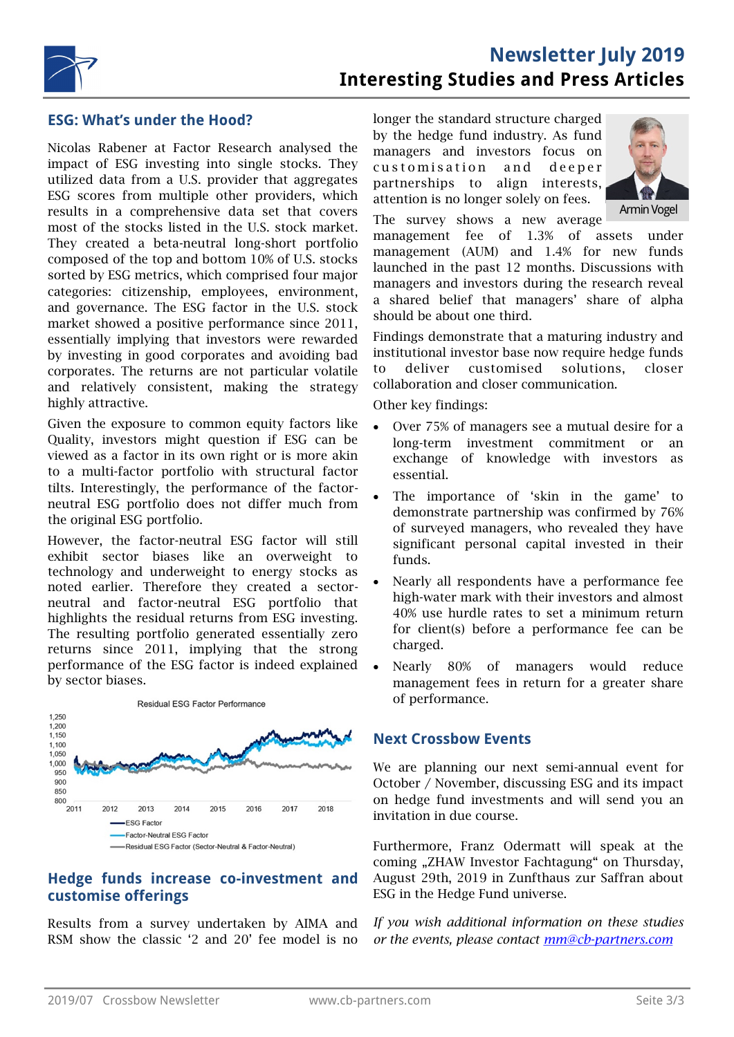# Newsletter July 2019
## Interesting Studies and Press Articles

## ESG: What's under the Hood?

Nicolas Rabener at Factor Research analysed the impact of ESG investing into single stocks. They utilized data from a U.S. provider that aggregates ESG scores from multiple other providers, which results in a comprehensive data set that covers most of the stocks listed in the U.S. stock market. They created a beta-neutral long-short portfolio composed of the top and bottom 10% of U.S. stocks sorted by ESG metrics, which comprised four major categories: citizenship, employees, environment, and governance. The ESG factor in the U.S. stock market showed a positive performance since 2011, essentially implying that investors were rewarded by investing in good corporates and avoiding bad corporates. The returns are not particular volatile and relatively consistent, making the strategy highly attractive.

Given the exposure to common equity factors like Quality, investors might question if ESG can be viewed as a factor in its own right or is more akin to a multi-factor portfolio with structural factor tilts. Interestingly, the performance of the factor-neutral ESG portfolio does not differ much from the original ESG portfolio.

However, the factor-neutral ESG factor will still exhibit sector biases like an overweight to technology and underweight to energy stocks as noted earlier. Therefore they created a sector-neutral and factor-neutral ESG portfolio that highlights the residual returns from ESG investing. The resulting portfolio generated essentially zero returns since 2011, implying that the strong performance of the ESG factor is indeed explained by sector biases.

Residual ESG Factor Performance

1,250
1,200
1,150
1,100
1,050
1,000
950
900
850
800

2011 2012 2013 2014 2015 2016 2017 2018

ESG Factor
Factor-Neutral ESG Factor
Residual ESG Factor (Sector-Neutral & Factor-Neutral)

## Hedge funds increase co-investment and customise offerings

Results from a survey undertaken by AIMA and RSM show the classic '2 and 20' fee model is no longer the standard structure charged by the hedge fund industry. As fund managers and investors focus on customisation and deeper partnerships to align interests, attention is no longer solely on fees.

Armin Vogel

The survey shows a new average management fee of 1.3% of assets under management (AUM) and 1.4% for new funds launched in the past 12 months. Discussions with managers and investors during the research reveal a shared belief that managers' share of alpha should be about one third.

Findings demonstrate that a maturing industry and institutional investor base now require hedge funds to deliver customised solutions, closer collaboration and closer communication.

Other key findings:

- Over 75% of managers see a mutual desire for a long-term investment commitment or an exchange of knowledge with investors as essential.
- The importance of 'skin in the game' to demonstrate partnership was confirmed by 76% of surveyed managers, who revealed they have significant personal capital invested in their funds.
- Nearly all respondents have a performance fee high-water mark with their investors and almost 40% use hurdle rates to set a minimum return for client(s) before a performance fee can be charged.
- Nearly 80% of managers would reduce management fees in return for a greater share of performance.

## Next Crossbow Events

We are planning our next semi-annual event for October / November, discussing ESG and its impact on hedge fund investments and will send you an invitation in due course.

Furthermore, Franz Odermatt will speak at the coming „ZHAW Investor Fachtagung“ on Thursday, August 29th, 2019 in Zunfthaus zur Saffran about ESG in the Hedge Fund universe.

*If you wish additional information on these studies or the events, please contact [mm@cb-partners.com](mailto:mm@cb-partners.com)*